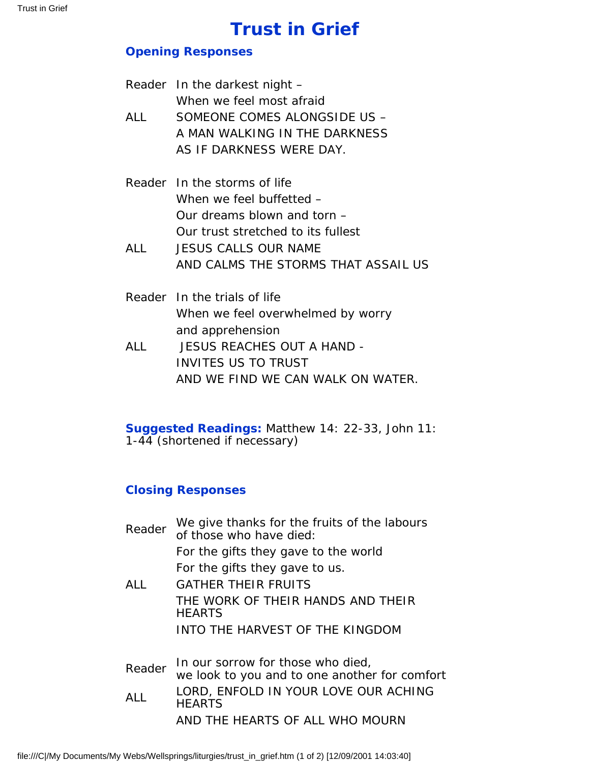# Trust in Grief

### Opening Responses

Reader In the darkest night –
When we feel most afraid

ALL SOMEONE COMES ALONGSIDE US –
A MAN WALKING IN THE DARKNESS
AS IF DARKNESS WERE DAY.

Reader In the storms of life
When we feel buffetted –
Our dreams blown and torn –
Our trust stretched to its fullest

ALL JESUS CALLS OUR NAME
AND CALMS THE STORMS THAT ASSAIL US

Reader In the trials of life
When we feel overwhelmed by worry
and apprehension

ALL JESUS REACHES OUT A HAND -
INVITES US TO TRUST
AND WE FIND WE CAN WALK ON WATER.

**Suggested Readings:** Matthew 14: 22-33, John 11: 1-44 (shortened if necessary)

### Closing Responses

Reader We give thanks for the fruits of the labours of those who have died:
For the gifts they gave to the world
For the gifts they gave to us.

ALL GATHER THEIR FRUITS
THE WORK OF THEIR HANDS AND THEIR HEARTS
INTO THE HARVEST OF THE KINGDOM

Reader In our sorrow for those who died,
we look to you and to one another for comfort

ALL LORD, ENFOLD IN YOUR LOVE OUR ACHING HEARTS
AND THE HEARTS OF ALL WHO MOURN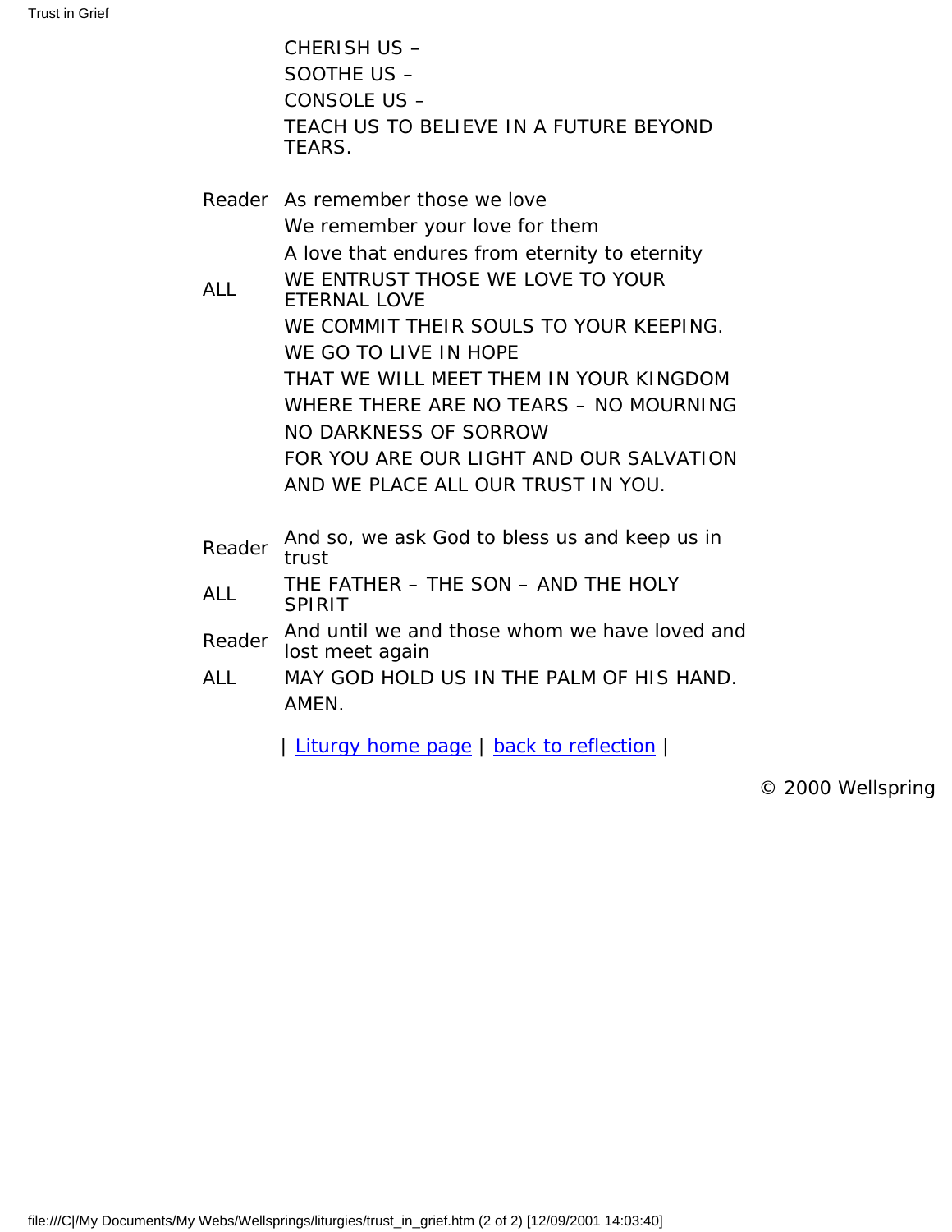CHERISH US –
SOOTHE US –
CONSOLE US –
TEACH US TO BELIEVE IN A FUTURE BEYOND TEARS.

| | |
|---|---|
| Reader | As remember those we love |
| | We remember your love for them |
| | A love that endures from eternity to eternity |
| ALL | WE ENTRUST THOSE WE LOVE TO YOUR ETERNAL LOVE |
| | WE COMMIT THEIR SOULS TO YOUR KEEPING. |
| | WE GO TO LIVE IN HOPE |
| | THAT WE WILL MEET THEM IN YOUR KINGDOM |
| | WHERE THERE ARE NO TEARS – NO MOURNING |
| | NO DARKNESS OF SORROW |
| | FOR YOU ARE OUR LIGHT AND OUR SALVATION |
| | AND WE PLACE ALL OUR TRUST IN YOU. |
| Reader | And so, we ask God to bless us and keep us in trust |
| ALL | THE FATHER – THE SON – AND THE HOLY SPIRIT |
| Reader | And until we and those whom we have loved and lost meet again |
| ALL | MAY GOD HOLD US IN THE PALM OF HIS HAND. |
| | AMEN. |

| Liturgy home page | back to reflection |

© 2000 Wellspring